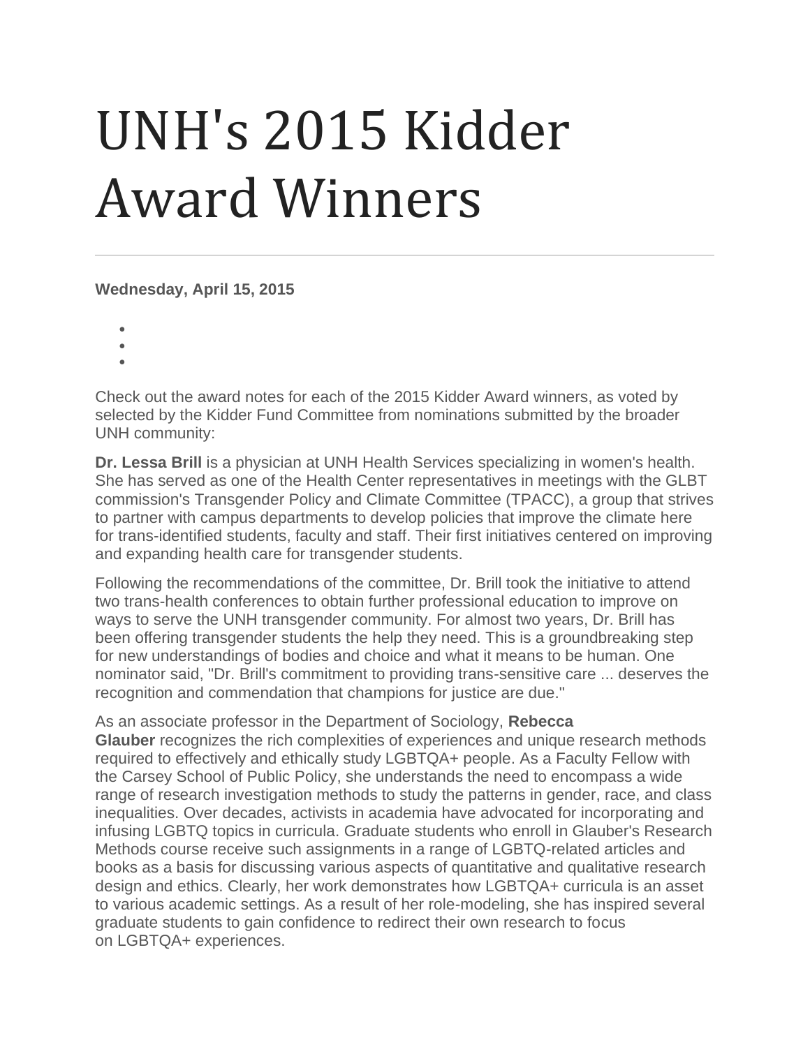# UNH's 2015 Kidder Award Winners

---

**Wednesday, April 15, 2015**

Check out the award notes for each of the 2015 Kidder Award winners, as voted by selected by the Kidder Fund Committee from nominations submitted by the broader UNH community:

**Dr. Lessa Brill** is a physician at UNH Health Services specializing in women's health. She has served as one of the Health Center representatives in meetings with the GLBT commission's Transgender Policy and Climate Committee (TPACC), a group that strives to partner with campus departments to develop policies that improve the climate here for trans-identified students, faculty and staff. Their first initiatives centered on improving and expanding health care for transgender students.

Following the recommendations of the committee, Dr. Brill took the initiative to attend two trans-health conferences to obtain further professional education to improve on ways to serve the UNH transgender community. For almost two years, Dr. Brill has been offering transgender students the help they need. This is a groundbreaking step for new understandings of bodies and choice and what it means to be human. One nominator said, "Dr. Brill's commitment to providing trans-sensitive care ... deserves the recognition and commendation that champions for justice are due."

As an associate professor in the Department of Sociology, **Rebecca Glauber** recognizes the rich complexities of experiences and unique research methods required to effectively and ethically study LGBTQA+ people. As a Faculty Fellow with the Carsey School of Public Policy, she understands the need to encompass a wide range of research investigation methods to study the patterns in gender, race, and class inequalities. Over decades, activists in academia have advocated for incorporating and infusing LGBTQ topics in curricula. Graduate students who enroll in Glauber's Research Methods course receive such assignments in a range of LGBTQ-related articles and books as a basis for discussing various aspects of quantitative and qualitative research design and ethics. Clearly, her work demonstrates how LGBTQA+ curricula is an asset to various academic settings. As a result of her role-modeling, she has inspired several graduate students to gain confidence to redirect their own research to focus on LGBTQA+ experiences.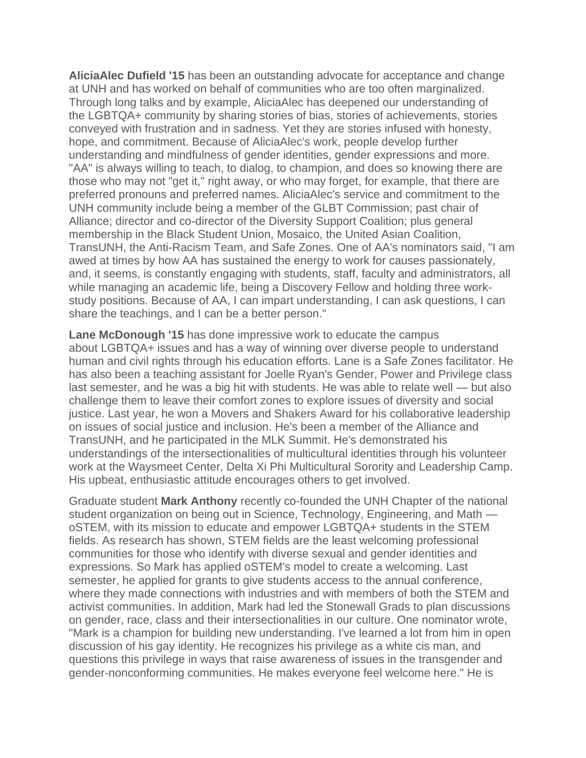**AliciaAlec Dufield '15** has been an outstanding advocate for acceptance and change at UNH and has worked on behalf of communities who are too often marginalized. Through long talks and by example, AliciaAlec has deepened our understanding of the LGBTQA+ community by sharing stories of bias, stories of achievements, stories conveyed with frustration and in sadness. Yet they are stories infused with honesty, hope, and commitment. Because of AliciaAlec's work, people develop further understanding and mindfulness of gender identities, gender expressions and more. "AA" is always willing to teach, to dialog, to champion, and does so knowing there are those who may not "get it," right away, or who may forget, for example, that there are preferred pronouns and preferred names. AliciaAlec's service and commitment to the UNH community include being a member of the GLBT Commission; past chair of Alliance; director and co-director of the Diversity Support Coalition; plus general membership in the Black Student Union, Mosaico, the United Asian Coalition, TransUNH, the Anti-Racism Team, and Safe Zones. One of AA's nominators said, "I am awed at times by how AA has sustained the energy to work for causes passionately, and, it seems, is constantly engaging with students, staff, faculty and administrators, all while managing an academic life, being a Discovery Fellow and holding three work-study positions. Because of AA, I can impart understanding, I can ask questions, I can share the teachings, and I can be a better person."

**Lane McDonough '15** has done impressive work to educate the campus about LGBTQA+ issues and has a way of winning over diverse people to understand human and civil rights through his education efforts. Lane is a Safe Zones facilitator. He has also been a teaching assistant for Joelle Ryan's Gender, Power and Privilege class last semester, and he was a big hit with students. He was able to relate well — but also challenge them to leave their comfort zones to explore issues of diversity and social justice. Last year, he won a Movers and Shakers Award for his collaborative leadership on issues of social justice and inclusion. He's been a member of the Alliance and TransUNH, and he participated in the MLK Summit. He's demonstrated his understandings of the intersectionalities of multicultural identities through his volunteer work at the Waysmeet Center, Delta Xi Phi Multicultural Sorority and Leadership Camp. His upbeat, enthusiastic attitude encourages others to get involved.

Graduate student **Mark Anthony** recently co-founded the UNH Chapter of the national student organization on being out in Science, Technology, Engineering, and Math — oSTEM, with its mission to educate and empower LGBTQA+ students in the STEM fields. As research has shown, STEM fields are the least welcoming professional communities for those who identify with diverse sexual and gender identities and expressions. So Mark has applied oSTEM's model to create a welcoming. Last semester, he applied for grants to give students access to the annual conference, where they made connections with industries and with members of both the STEM and activist communities. In addition, Mark had led the Stonewall Grads to plan discussions on gender, race, class and their intersectionalities in our culture. One nominator wrote, "Mark is a champion for building new understanding. I've learned a lot from him in open discussion of his gay identity. He recognizes his privilege as a white cis man, and questions this privilege in ways that raise awareness of issues in the transgender and gender-nonconforming communities. He makes everyone feel welcome here." He is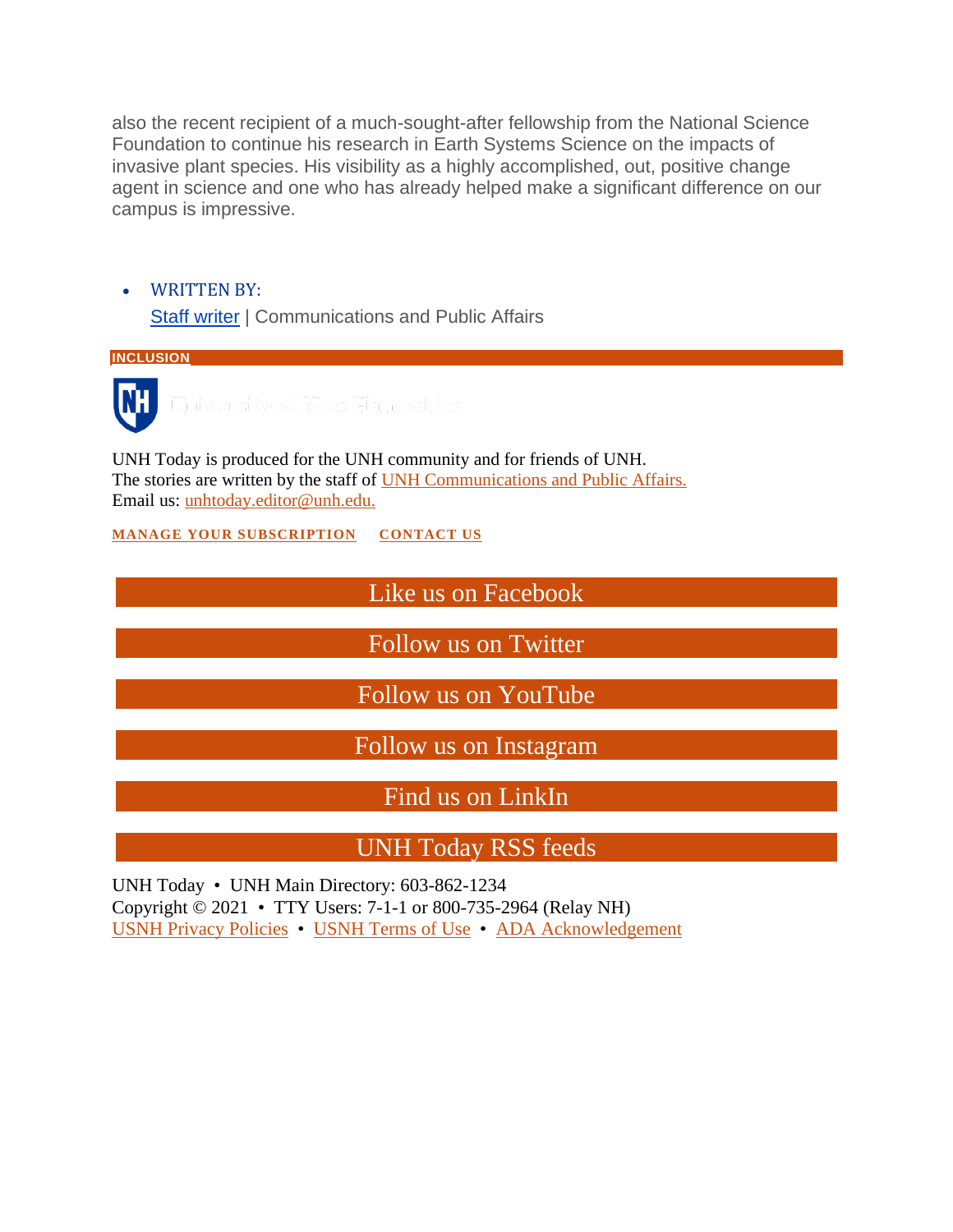also the recent recipient of a much-sought-after fellowship from the National Science Foundation to continue his research in Earth Systems Science on the impacts of invasive plant species. His visibility as a highly accomplished, out, positive change agent in science and one who has already helped make a significant difference on our campus is impressive.

- WRITTEN BY:
  Staff writer | Communications and Public Affairs

**INCLUSION**

UNH Today is produced for the UNH community and for friends of UNH.
The stories are written by the staff of UNH Communications and Public Affairs.
Email us: unhtoday.editor@unh.edu.

**MANAGE YOUR SUBSCRIPTION** **CONTACT US**

Like us on Facebook

Follow us on Twitter

Follow us on YouTube

Follow us on Instagram

Find us on LinkIn

UNH Today RSS feeds

UNH Today • UNH Main Directory: 603-862-1234
Copyright © 2021 • TTY Users: 7-1-1 or 800-735-2964 (Relay NH)
USNH Privacy Policies • USNH Terms of Use • ADA Acknowledgement